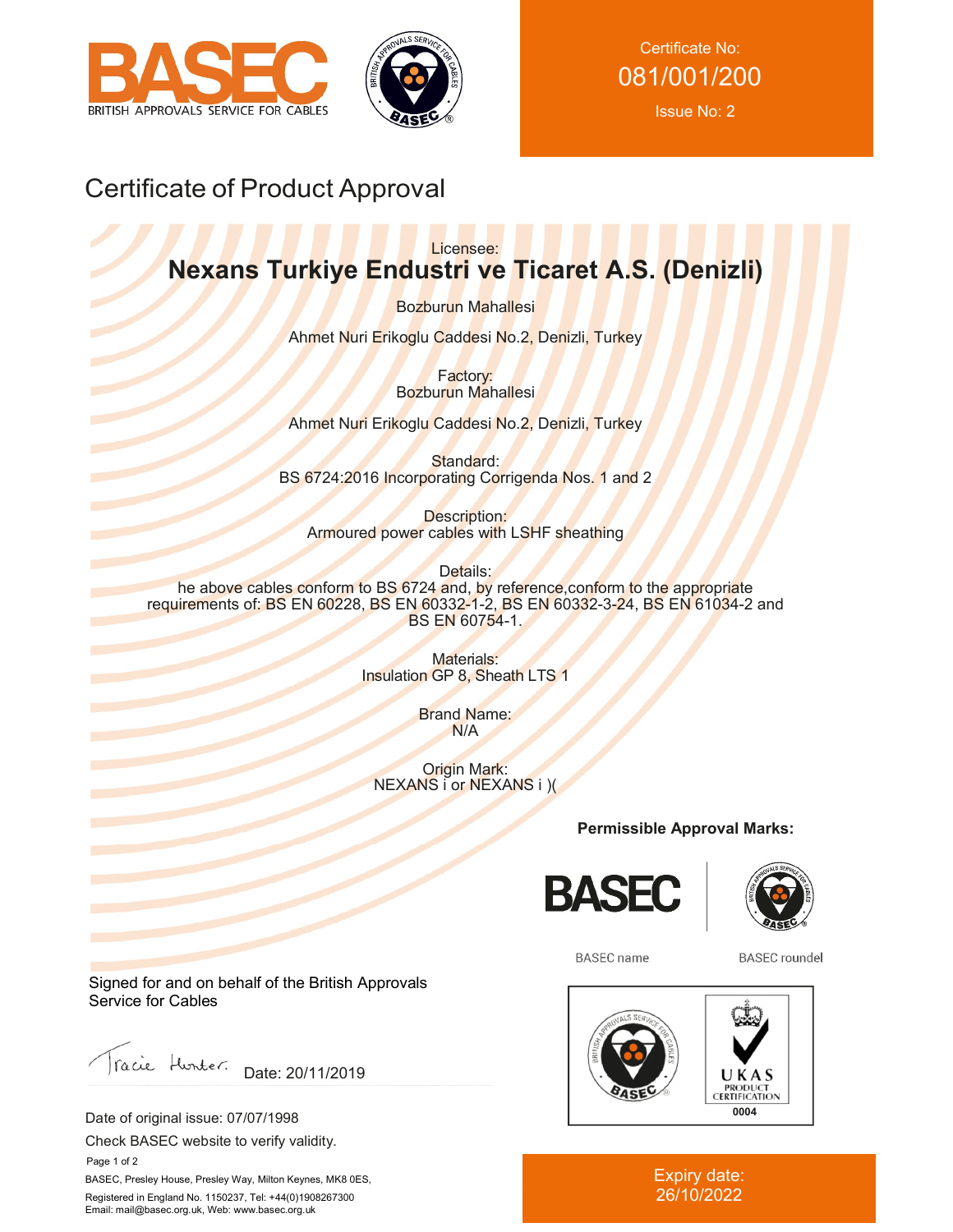BASEC

BRITISH APPROVALS SERVICE FOR CABLES

Certificate No:
081/001/200

Issue No: 2

# Certificate of Product Approval

Licensee:

**Nexans Turkiye Endustri ve Ticaret A.S. (Denizli)**

Bozburun Mahallesi

Ahmet Nuri Erikoglu Caddesi No.2, Denizli, Turkey

Factory:
Bozburun Mahallesi

Ahmet Nuri Erikoglu Caddesi No.2, Denizli, Turkey

Standard:
BS 6724:2016 Incorporating Corrigenda Nos. 1 and 2

Description:
Armoured power cables with LSHF sheathing

Details:
he above cables conform to BS 6724 and, by reference,conform to the appropriate requirements of: BS EN 60228, BS EN 60332-1-2, BS EN 60332-3-24, BS EN 61034-2 and BS EN 60754-1.

Materials:
Insulation GP 8, Sheath LTS 1

Brand Name:
N/A

Origin Mark:
NEXANS i or NEXANS i )(

**Permissible Approval Marks:**

BASEC name | BASEC roundel

UKAS PRODUCT CERTIFICATION 0004

Signed for and on behalf of the British Approvals Service for Cables

Date: 20/11/2019

Date of original issue: 07/07/1998

Check BASEC website to verify validity.

BASEC, Presley House, Presley Way, Milton Keynes, MK8 0ES,

Registered in England No. 1150237, Tel: +44(0)1908267300
Email: mail@basec.org.uk, Web: www.basec.org.uk

Expiry date:
26/10/2022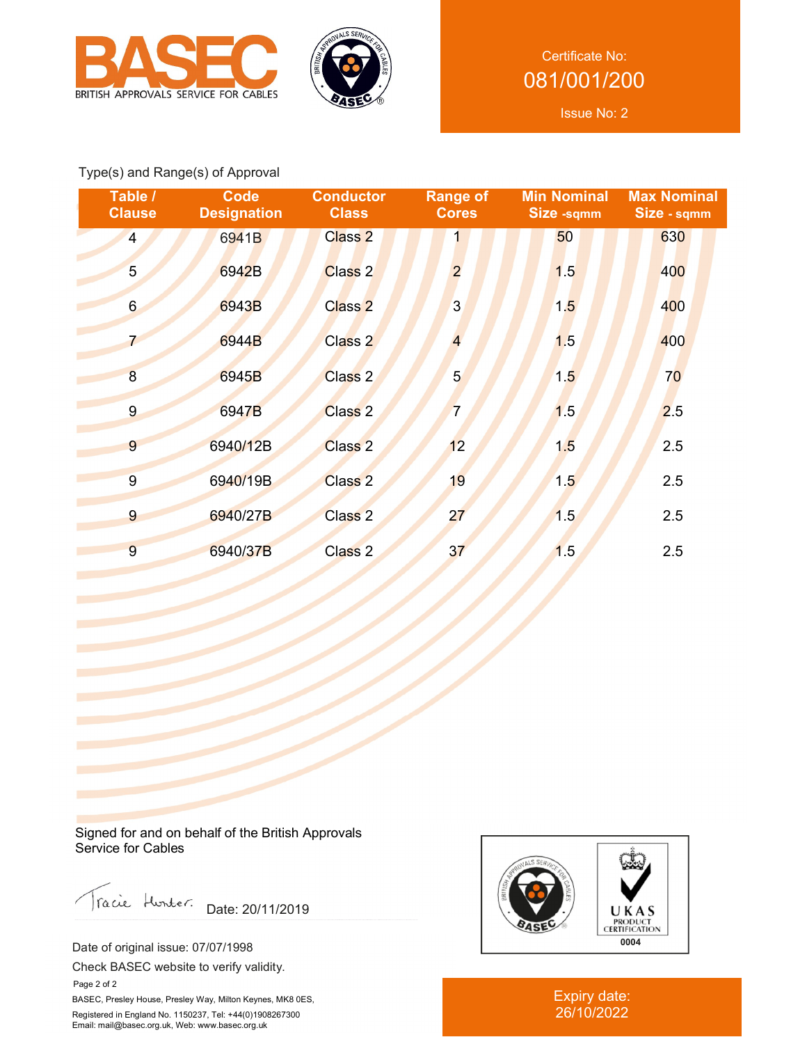BASEC

BRITISH APPROVALS SERVICE FOR CABLES

Certificate No:

081/001/200

Issue No: 2

Type(s) and Range(s) of Approval

| Table / Clause | Code Designation | Conductor Class | Range of Cores | Min Nominal Size -sqmm | Max Nominal Size - sqmm |
|---|---|---|---|---|---|
| 4 | 6941B | Class 2 | 1 | 50 | 630 |
| 5 | 6942B | Class 2 | 2 | 1.5 | 400 |
| 6 | 6943B | Class 2 | 3 | 1.5 | 400 |
| 7 | 6944B | Class 2 | 4 | 1.5 | 400 |
| 8 | 6945B | Class 2 | 5 | 1.5 | 70 |
| 9 | 6947B | Class 2 | 7 | 1.5 | 2.5 |
| 9 | 6940/12B | Class 2 | 12 | 1.5 | 2.5 |
| 9 | 6940/19B | Class 2 | 19 | 1.5 | 2.5 |
| 9 | 6940/27B | Class 2 | 27 | 1.5 | 2.5 |
| 9 | 6940/37B | Class 2 | 37 | 1.5 | 2.5 |

Signed for and on behalf of the British Approvals Service for Cables

Tracie Hunter. Date: 20/11/2019

Date of original issue: 07/07/1998

Check BASEC website to verify validity.

UKAS PRODUCT CERTIFICATION 0004

BASEC, Presley House, Presley Way, Milton Keynes, MK8 0ES,

Registered in England No. 1150237, Tel: +44(0)1908267300

Email: mail@basec.org.uk, Web: www.basec.org.uk

Expiry date: 26/10/2022